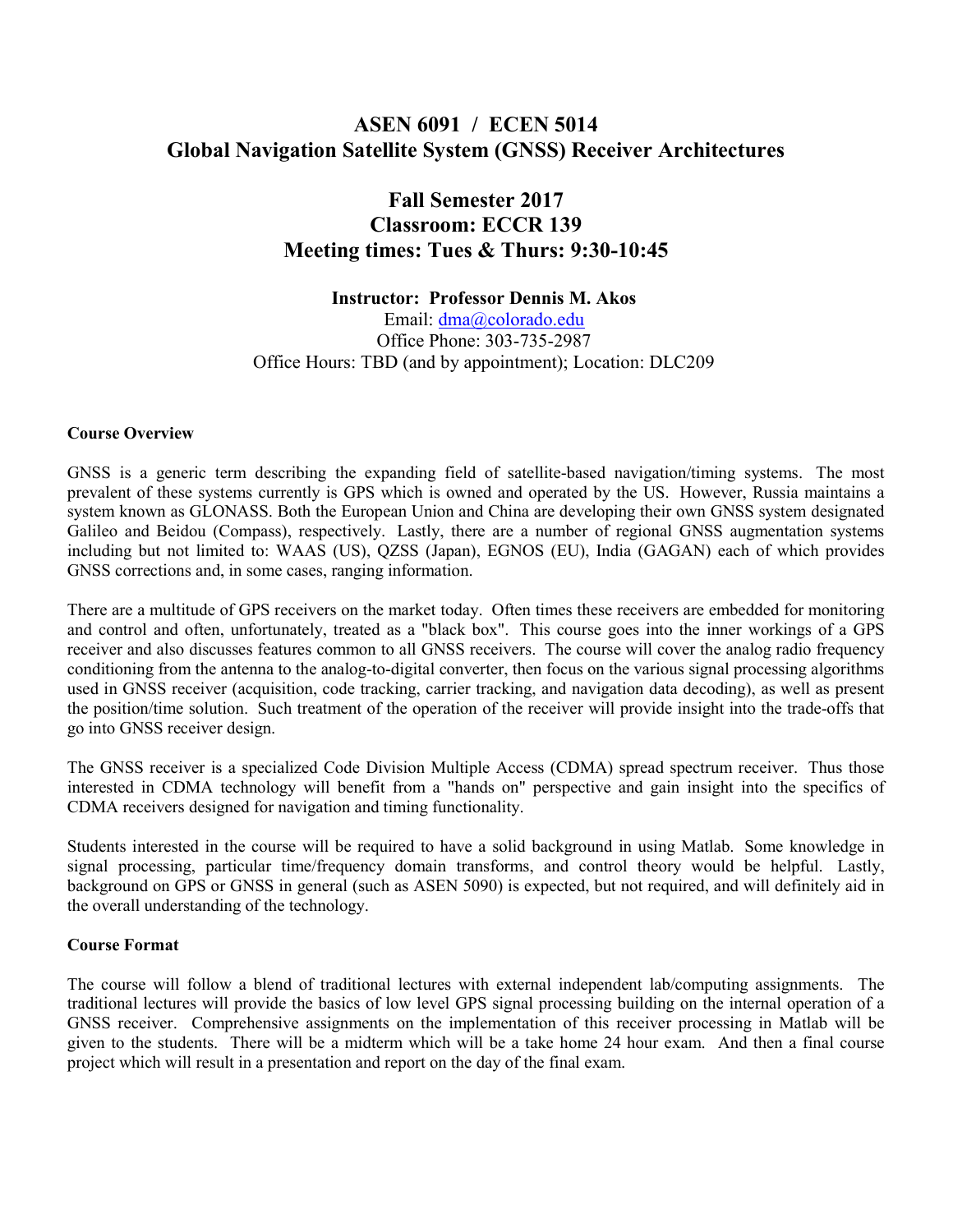# ASEN 6091 / ECEN 5014
# Global Navigation Satellite System (GNSS) Receiver Architectures

## Fall Semester 2017
## Classroom: ECCR 139
## Meeting times: Tues & Thurs: 9:30-10:45

**Instructor: Professor Dennis M. Akos**
Email: dma@colorado.edu
Office Phone: 303-735-2987
Office Hours: TBD (and by appointment); Location: DLC209

**Course Overview**

GNSS is a generic term describing the expanding field of satellite-based navigation/timing systems. The most prevalent of these systems currently is GPS which is owned and operated by the US. However, Russia maintains a system known as GLONASS. Both the European Union and China are developing their own GNSS system designated Galileo and Beidou (Compass), respectively. Lastly, there are a number of regional GNSS augmentation systems including but not limited to: WAAS (US), QZSS (Japan), EGNOS (EU), India (GAGAN) each of which provides GNSS corrections and, in some cases, ranging information.

There are a multitude of GPS receivers on the market today. Often times these receivers are embedded for monitoring and control and often, unfortunately, treated as a "black box". This course goes into the inner workings of a GPS receiver and also discusses features common to all GNSS receivers. The course will cover the analog radio frequency conditioning from the antenna to the analog-to-digital converter, then focus on the various signal processing algorithms used in GNSS receiver (acquisition, code tracking, carrier tracking, and navigation data decoding), as well as present the position/time solution. Such treatment of the operation of the receiver will provide insight into the trade-offs that go into GNSS receiver design.

The GNSS receiver is a specialized Code Division Multiple Access (CDMA) spread spectrum receiver. Thus those interested in CDMA technology will benefit from a "hands on" perspective and gain insight into the specifics of CDMA receivers designed for navigation and timing functionality.

Students interested in the course will be required to have a solid background in using Matlab. Some knowledge in signal processing, particular time/frequency domain transforms, and control theory would be helpful. Lastly, background on GPS or GNSS in general (such as ASEN 5090) is expected, but not required, and will definitely aid in the overall understanding of the technology.

**Course Format**

The course will follow a blend of traditional lectures with external independent lab/computing assignments. The traditional lectures will provide the basics of low level GPS signal processing building on the internal operation of a GNSS receiver. Comprehensive assignments on the implementation of this receiver processing in Matlab will be given to the students. There will be a midterm which will be a take home 24 hour exam. And then a final course project which will result in a presentation and report on the day of the final exam.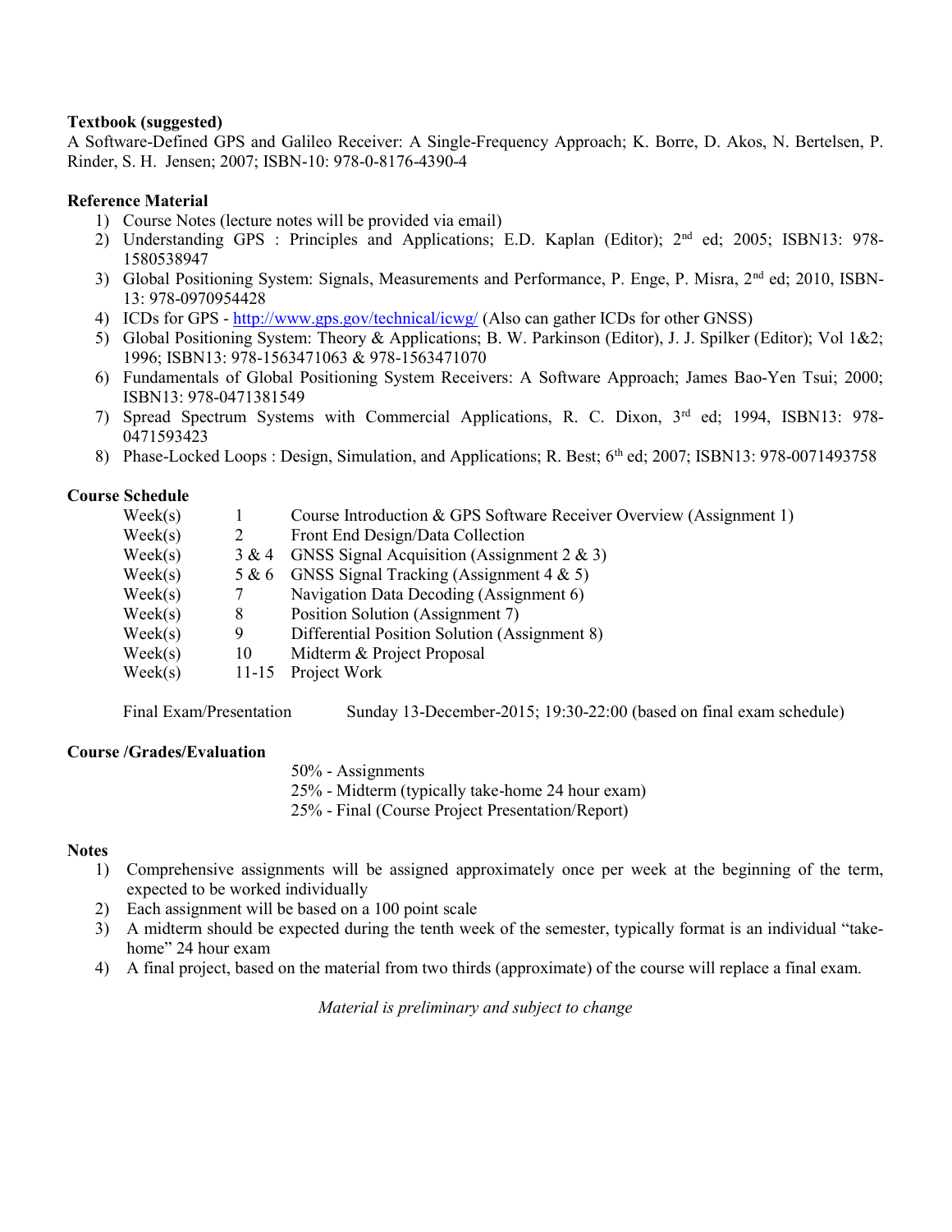**Textbook (suggested)**

A Software-Defined GPS and Galileo Receiver: A Single-Frequency Approach; K. Borre, D. Akos, N. Bertelsen, P. Rinder, S. H. Jensen; 2007; ISBN-10: 978-0-8176-4390-4

**Reference Material**

1) Course Notes (lecture notes will be provided via email)
2) Understanding GPS : Principles and Applications; E.D. Kaplan (Editor); 2nd ed; 2005; ISBN13: 978-1580538947
3) Global Positioning System: Signals, Measurements and Performance, P. Enge, P. Misra, 2nd ed; 2010, ISBN-13: 978-0970954428
4) ICDs for GPS - http://www.gps.gov/technical/icwg/ (Also can gather ICDs for other GNSS)
5) Global Positioning System: Theory & Applications; B. W. Parkinson (Editor), J. J. Spilker (Editor); Vol 1&2; 1996; ISBN13: 978-1563471063 & 978-1563471070
6) Fundamentals of Global Positioning System Receivers: A Software Approach; James Bao-Yen Tsui; 2000; ISBN13: 978-0471381549
7) Spread Spectrum Systems with Commercial Applications, R. C. Dixon, 3rd ed; 1994, ISBN13: 978-0471593423
8) Phase-Locked Loops : Design, Simulation, and Applications; R. Best; 6th ed; 2007; ISBN13: 978-0071493758

**Course Schedule**

| | | |
|---|---|---|
| Week(s) | 1 | Course Introduction & GPS Software Receiver Overview (Assignment 1) |
| Week(s) | 2 | Front End Design/Data Collection |
| Week(s) | 3 & 4 | GNSS Signal Acquisition (Assignment 2 & 3) |
| Week(s) | 5 & 6 | GNSS Signal Tracking (Assignment 4 & 5) |
| Week(s) | 7 | Navigation Data Decoding (Assignment 6) |
| Week(s) | 8 | Position Solution (Assignment 7) |
| Week(s) | 9 | Differential Position Solution (Assignment 8) |
| Week(s) | 10 | Midterm & Project Proposal |
| Week(s) | 11-15 | Project Work |

Final Exam/Presentation Sunday 13-December-2015; 19:30-22:00 (based on final exam schedule)

**Course /Grades/Evaluation**

50% - Assignments
25% - Midterm (typically take-home 24 hour exam)
25% - Final (Course Project Presentation/Report)

**Notes**

1) Comprehensive assignments will be assigned approximately once per week at the beginning of the term, expected to be worked individually
2) Each assignment will be based on a 100 point scale
3) A midterm should be expected during the tenth week of the semester, typically format is an individual "take-home" 24 hour exam
4) A final project, based on the material from two thirds (approximate) of the course will replace a final exam.

*Material is preliminary and subject to change*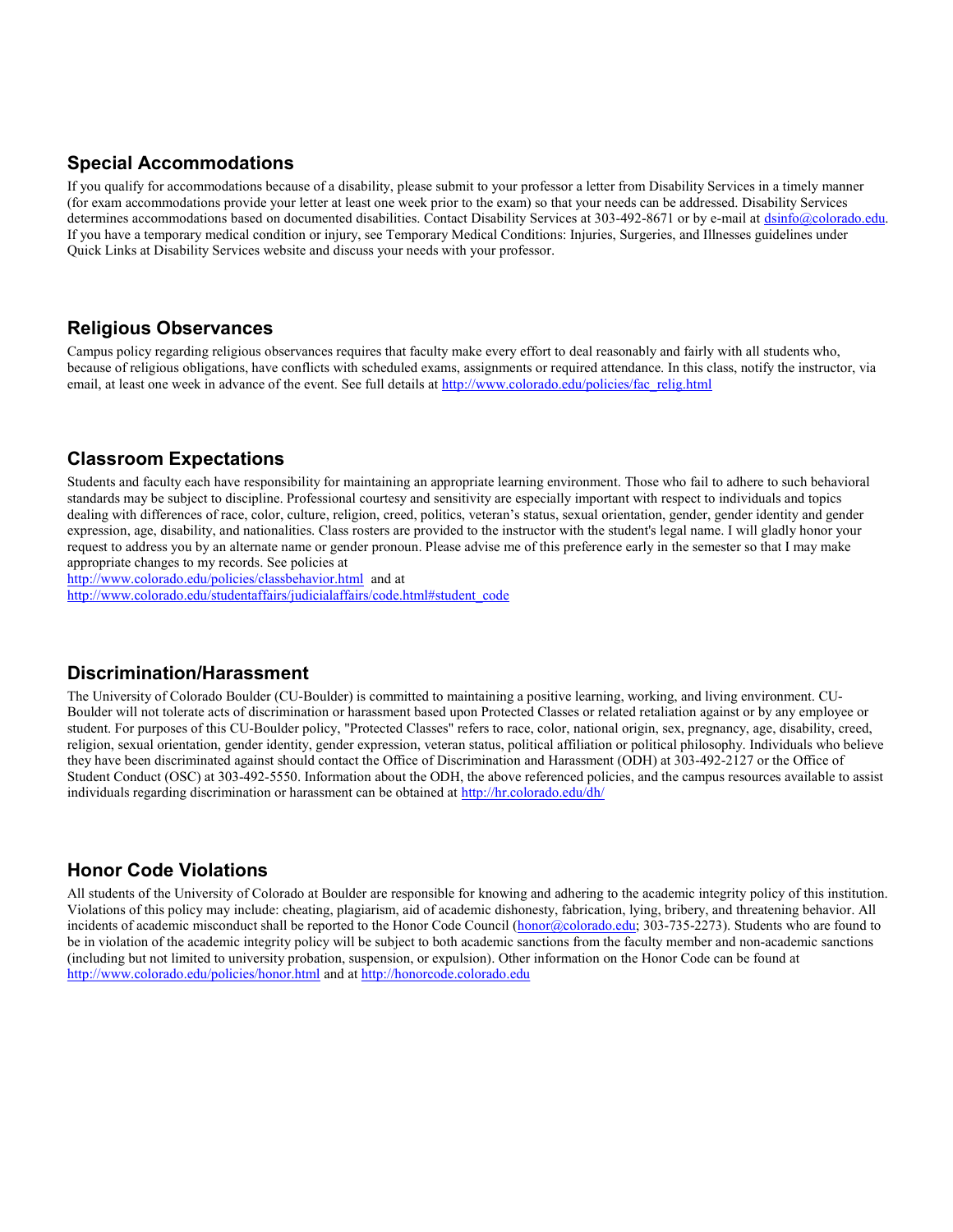## Special Accommodations

If you qualify for accommodations because of a disability, please submit to your professor a letter from Disability Services in a timely manner (for exam accommodations provide your letter at least one week prior to the exam) so that your needs can be addressed. Disability Services determines accommodations based on documented disabilities. Contact Disability Services at 303-492-8671 or by e-mail at dsinfo@colorado.edu. If you have a temporary medical condition or injury, see Temporary Medical Conditions: Injuries, Surgeries, and Illnesses guidelines under Quick Links at Disability Services website and discuss your needs with your professor.

## Religious Observances

Campus policy regarding religious observances requires that faculty make every effort to deal reasonably and fairly with all students who, because of religious obligations, have conflicts with scheduled exams, assignments or required attendance. In this class, notify the instructor, via email, at least one week in advance of the event. See full details at http://www.colorado.edu/policies/fac_relig.html

## Classroom Expectations

Students and faculty each have responsibility for maintaining an appropriate learning environment. Those who fail to adhere to such behavioral standards may be subject to discipline. Professional courtesy and sensitivity are especially important with respect to individuals and topics dealing with differences of race, color, culture, religion, creed, politics, veteran's status, sexual orientation, gender, gender identity and gender expression, age, disability, and nationalities. Class rosters are provided to the instructor with the student's legal name. I will gladly honor your request to address you by an alternate name or gender pronoun. Please advise me of this preference early in the semester so that I may make appropriate changes to my records. See policies at
http://www.colorado.edu/policies/classbehavior.html and at
http://www.colorado.edu/studentaffairs/judicialaffairs/code.html#student_code

## Discrimination/Harassment

The University of Colorado Boulder (CU-Boulder) is committed to maintaining a positive learning, working, and living environment. CU-Boulder will not tolerate acts of discrimination or harassment based upon Protected Classes or related retaliation against or by any employee or student. For purposes of this CU-Boulder policy, "Protected Classes" refers to race, color, national origin, sex, pregnancy, age, disability, creed, religion, sexual orientation, gender identity, gender expression, veteran status, political affiliation or political philosophy. Individuals who believe they have been discriminated against should contact the Office of Discrimination and Harassment (ODH) at 303-492-2127 or the Office of Student Conduct (OSC) at 303-492-5550. Information about the ODH, the above referenced policies, and the campus resources available to assist individuals regarding discrimination or harassment can be obtained at http://hr.colorado.edu/dh/

## Honor Code Violations

All students of the University of Colorado at Boulder are responsible for knowing and adhering to the academic integrity policy of this institution. Violations of this policy may include: cheating, plagiarism, aid of academic dishonesty, fabrication, lying, bribery, and threatening behavior. All incidents of academic misconduct shall be reported to the Honor Code Council (honor@colorado.edu; 303-735-2273). Students who are found to be in violation of the academic integrity policy will be subject to both academic sanctions from the faculty member and non-academic sanctions (including but not limited to university probation, suspension, or expulsion). Other information on the Honor Code can be found at http://www.colorado.edu/policies/honor.html and at http://honorcode.colorado.edu